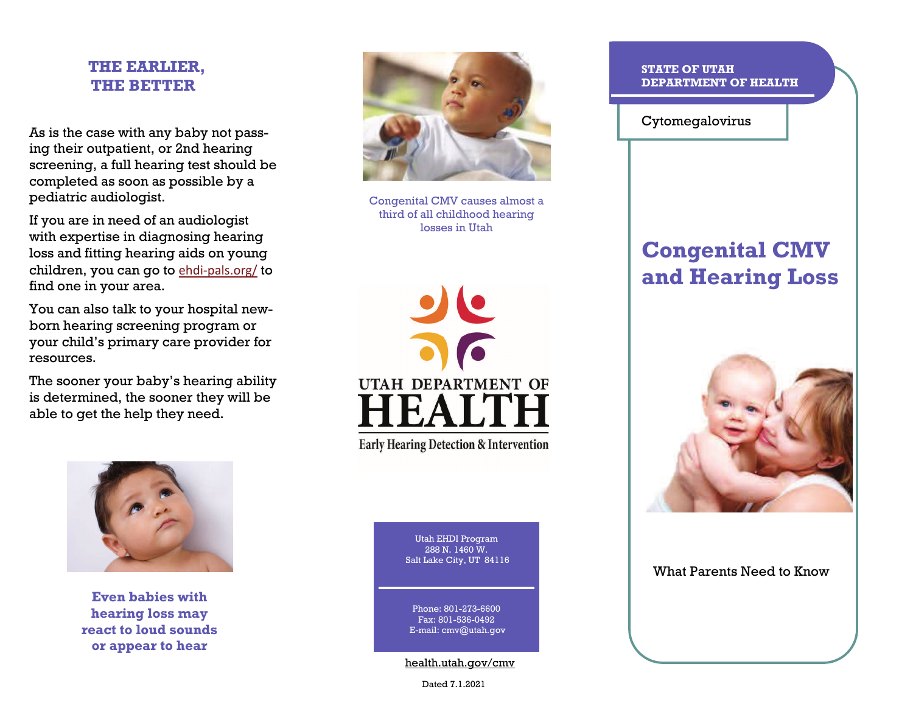## THE EARLIER, THE BETTER

As is the case with any baby not passing their outpatient, or 2nd hearing screening, a full hearing test should be completed as soon as possible by a pediatric audiologist.

If you are in need of an audiologist with expertise in diagnosing hearing loss and fitting hearing aids on young children, you can go to ehdi-pals.org/ to find one in your area.

You can also talk to your hospital newborn hearing screening program or your child's primary care provider for resources.

The sooner your baby's hearing ability is determined, the sooner they will be able to get the help they need.

**Even babies with hearing loss may react to loud sounds or appear to hear**

Congenital CMV causes almost a third of all childhood hearing losses in Utah

UTAH DEPARTMENT OF HEALTH

Early Hearing Detection & Intervention

Utah EHDI Program
288 N. 1460 W.
Salt Lake City, UT 84116

Phone: 801-273-6600
Fax: 801-536-0492
E-mail: cmv@utah.gov

health.utah.gov/cmv

Dated 7.1.2021

**STATE OF UTAH DEPARTMENT OF HEALTH**

Cytomegalovirus

# Congenital CMV and Hearing Loss

What Parents Need to Know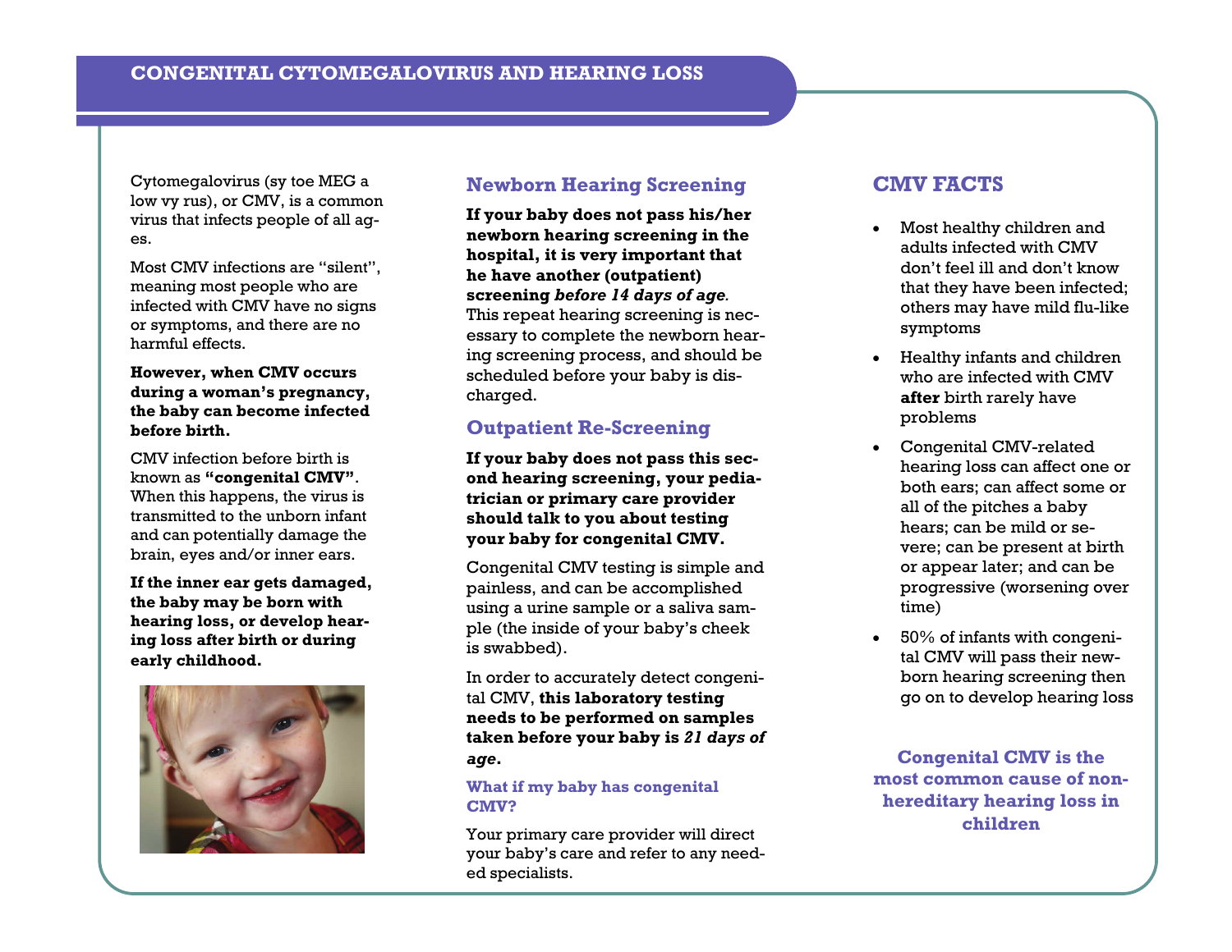# CONGENITAL CYTOMEGALOVIRUS AND HEARING LOSS

Cytomegalovirus (sy toe MEG a low vy rus), or CMV, is a common virus that infects people of all ages.

Most CMV infections are "silent", meaning most people who are infected with CMV have no signs or symptoms, and there are no harmful effects.

**However, when CMV occurs during a woman's pregnancy, the baby can become infected before birth.**

CMV infection before birth is known as **"congenital CMV"**. When this happens, the virus is transmitted to the unborn infant and can potentially damage the brain, eyes and/or inner ears.

**If the inner ear gets damaged, the baby may be born with hearing loss, or develop hearing loss after birth or during early childhood.**

## Newborn Hearing Screening

**If your baby does not pass his/her newborn hearing screening in the hospital, it is very important that he have another (outpatient) screening *before 14 days of age.*** This repeat hearing screening is necessary to complete the newborn hearing screening process, and should be scheduled before your baby is discharged.

## Outpatient Re-Screening

**If your baby does not pass this second hearing screening, your pediatrician or primary care provider should talk to you about testing your baby for congenital CMV.**

Congenital CMV testing is simple and painless, and can be accomplished using a urine sample or a saliva sample (the inside of your baby's cheek is swabbed).

In order to accurately detect congenital CMV, **this laboratory testing needs to be performed on samples taken before your baby is *21 days of age*.**

### What if my baby has congenital CMV?

Your primary care provider will direct your baby's care and refer to any needed specialists.

## CMV FACTS

- Most healthy children and adults infected with CMV don't feel ill and don't know that they have been infected; others may have mild flu-like symptoms
- Healthy infants and children who are infected with CMV **after** birth rarely have problems
- Congenital CMV-related hearing loss can affect one or both ears; can affect some or all of the pitches a baby hears; can be mild or severe; can be present at birth or appear later; and can be progressive (worsening over time)
- 50% of infants with congenital CMV will pass their newborn hearing screening then go on to develop hearing loss

**Congenital CMV is the most common cause of non-hereditary hearing loss in children**